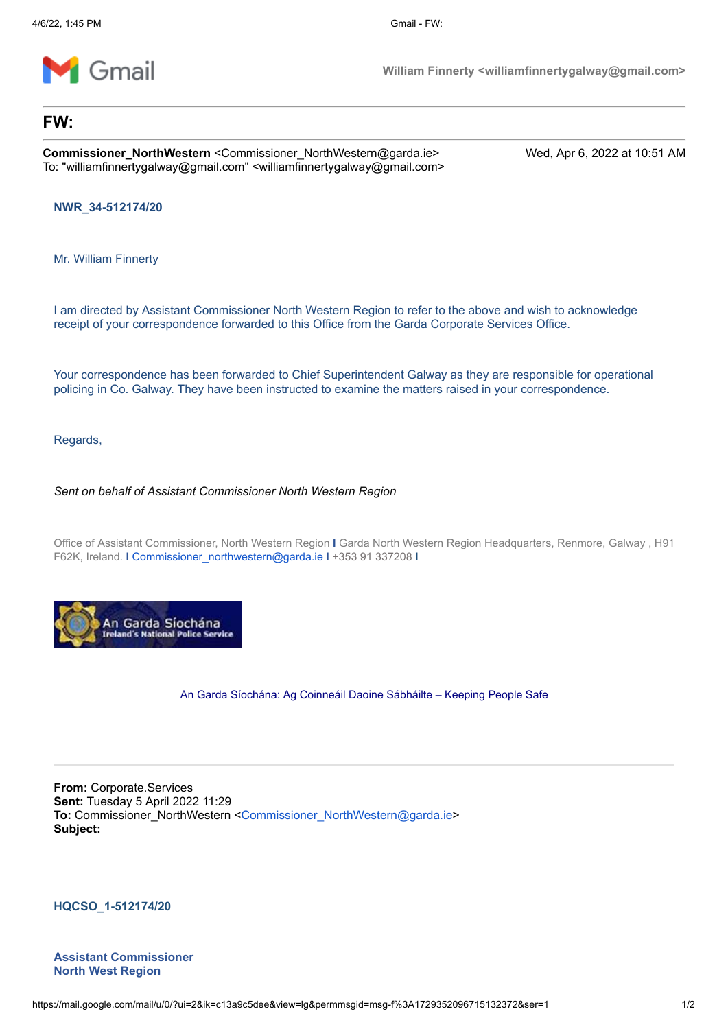Gmail — William Finnerty <williamfinnertygalway@gmail.com>

# FW:

**Commissioner_NorthWestern** <Commissioner_NorthWestern@garda.ie> — Wed, Apr 6, 2022 at 10:51 AM
To: "williamfinnertygalway@gmail.com" <williamfinnertygalway@gmail.com>

**NWR_34-512174/20**

Mr. William Finnerty

I am directed by Assistant Commissioner North Western Region to refer to the above and wish to acknowledge receipt of your correspondence forwarded to this Office from the Garda Corporate Services Office.

Your correspondence has been forwarded to Chief Superintendent Galway as they are responsible for operational policing in Co. Galway. They have been instructed to examine the matters raised in your correspondence.

Regards,

*Sent on behalf of Assistant Commissioner North Western Region*

Office of Assistant Commissioner, North Western Region | Garda North Western Region Headquarters, Renmore, Galway , H91 F62K, Ireland. | Commissioner_northwestern@garda.ie | +353 91 337208 |

An Garda Síochána
Ireland's National Police Service

An Garda Síochána: Ag Coinneáil Daoine Sábháilte – Keeping People Safe

---

**From:** Corporate.Services
**Sent:** Tuesday 5 April 2022 11:29
**To:** Commissioner_NorthWestern <Commissioner_NorthWestern@garda.ie>
**Subject:**

**HQCSO_1-512174/20**

**Assistant Commissioner**
**North West Region**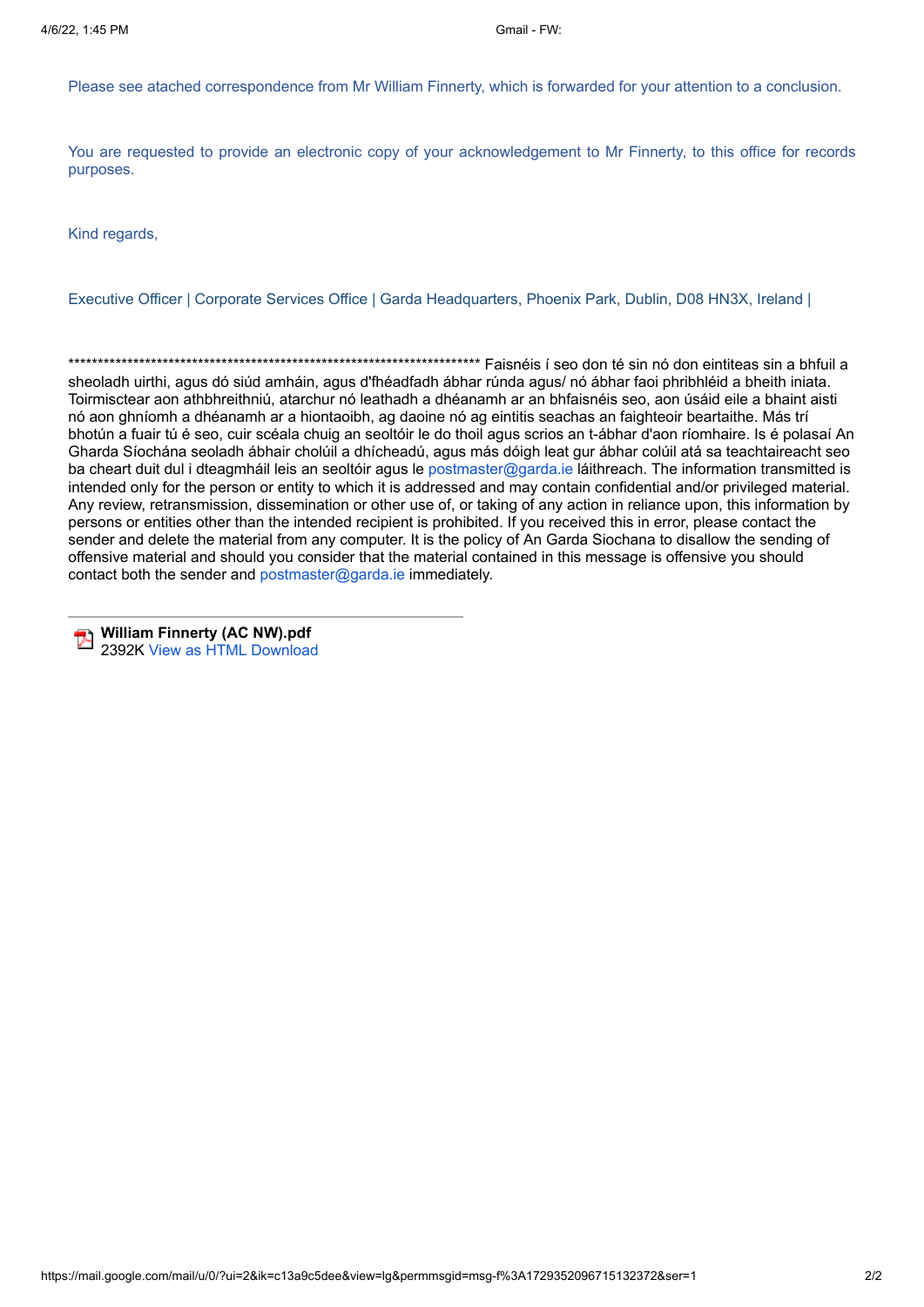Please see atached correspondence from Mr William Finnerty, which is forwarded for your attention to a conclusion.

You are requested to provide an electronic copy of your acknowledgement to Mr Finnerty, to this office for records purposes.

Kind regards,

Executive Officer | Corporate Services Office | Garda Headquarters, Phoenix Park, Dublin, D08 HN3X, Ireland |

*********************************************************************** Faisnéis í seo don té sin nó don eintiteas sin a bhfuil a sheoladh uirthi, agus dó siúd amháin, agus d'fhéadfadh ábhar rúnda agus/ nó ábhar faoi phribhléid a bheith iniata. Toirmisctear aon athbhreithniú, atarchur nó leathadh a dhéanamh ar an bhfaisnéis seo, aon úsáid eile a bhaint aisti nó aon ghníomh a dhéanamh ar a hiontaoibh, ag daoine nó ag eintitis seachas an faighteoir beartaithe. Más trí bhotún a fuair tú é seo, cuir scéala chuig an seoltóir le do thoil agus scrios an t-ábhar d'aon ríomhaire. Is é polasaí An Gharda Síochána seoladh ábhair cholúil a dhícheadú, agus más dóigh leat gur ábhar colúil atá sa teachtaireacht seo ba cheart duit dul i dteagmháil leis an seoltóir agus le postmaster@garda.ie láithreach. The information transmitted is intended only for the person or entity to which it is addressed and may contain confidential and/or privileged material. Any review, retransmission, dissemination or other use of, or taking of any action in reliance upon, this information by persons or entities other than the intended recipient is prohibited. If you received this in error, please contact the sender and delete the material from any computer. It is the policy of An Garda Siochana to disallow the sending of offensive material and should you consider that the material contained in this message is offensive you should contact both the sender and postmaster@garda.ie immediately.

---

**William Finnerty (AC NW).pdf**
2392K View as HTML Download